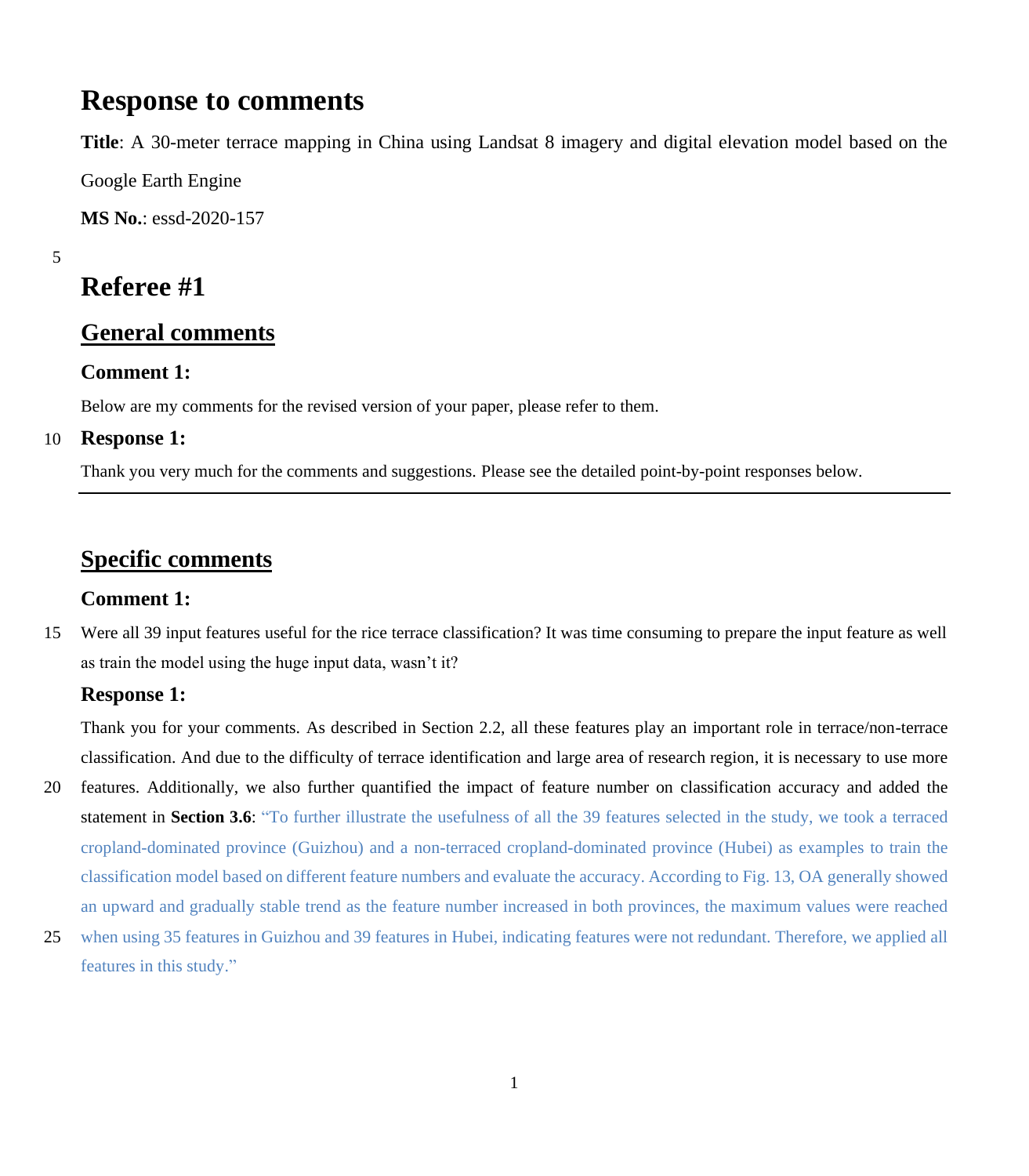# Response to comments

**Title**: A 30-meter terrace mapping in China using Landsat 8 imagery and digital elevation model based on the Google Earth Engine

**MS No.**: essd-2020-157

# Referee #1

## General comments

### Comment 1:

Below are my comments for the revised version of your paper, please refer to them.

### Response 1:

Thank you very much for the comments and suggestions. Please see the detailed point-by-point responses below.

---

## Specific comments

### Comment 1:

Were all 39 input features useful for the rice terrace classification? It was time consuming to prepare the input feature as well as train the model using the huge input data, wasn't it?

### Response 1:

Thank you for your comments. As described in Section 2.2, all these features play an important role in terrace/non-terrace classification. And due to the difficulty of terrace identification and large area of research region, it is necessary to use more features. Additionally, we also further quantified the impact of feature number on classification accuracy and added the statement in **Section 3.6**: "To further illustrate the usefulness of all the 39 features selected in the study, we took a terraced cropland-dominated province (Guizhou) and a non-terraced cropland-dominated province (Hubei) as examples to train the classification model based on different feature numbers and evaluate the accuracy. According to Fig. 13, OA generally showed an upward and gradually stable trend as the feature number increased in both provinces, the maximum values were reached when using 35 features in Guizhou and 39 features in Hubei, indicating features were not redundant. Therefore, we applied all features in this study."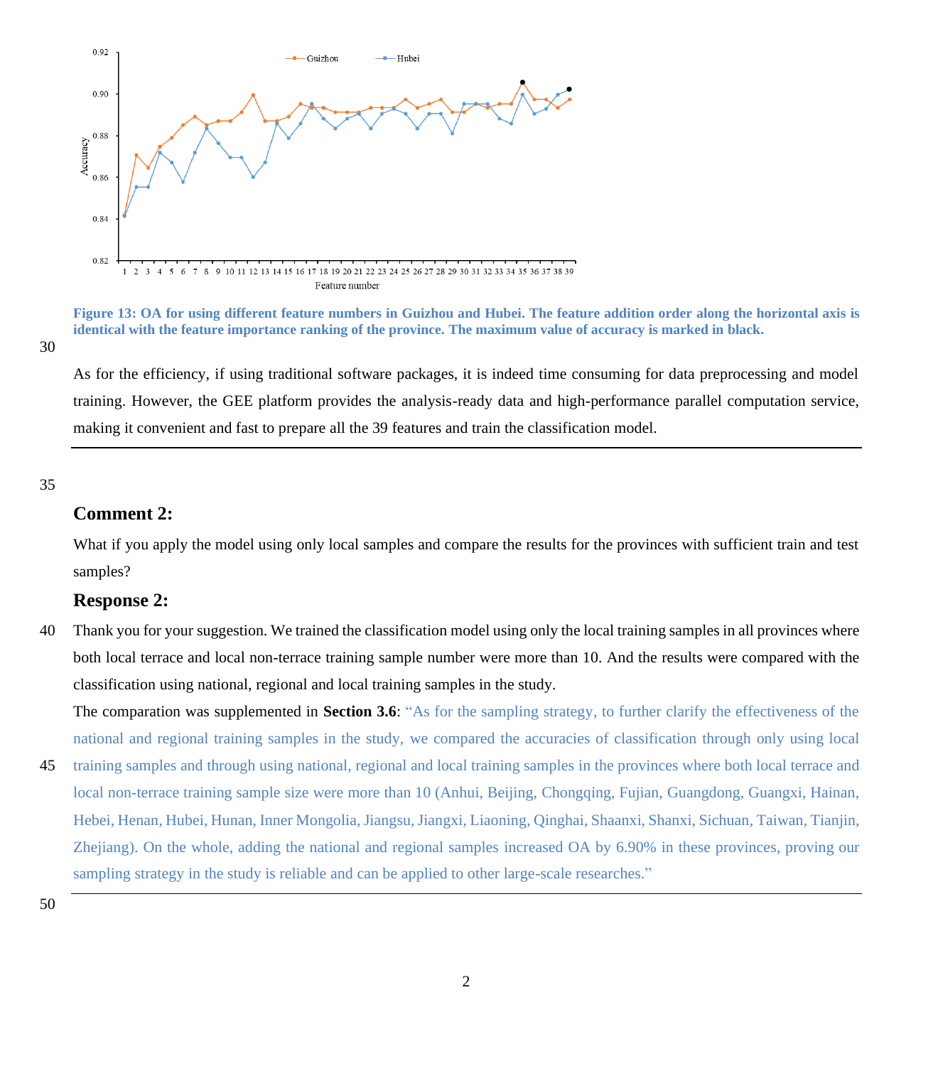Figure 13: OA for using different feature numbers in Guizhou and Hubei. The feature addition order along the horizontal axis is identical with the feature importance ranking of the province. The maximum value of accuracy is marked in black.

As for the efficiency, if using traditional software packages, it is indeed time consuming for data preprocessing and model training. However, the GEE platform provides the analysis-ready data and high-performance parallel computation service, making it convenient and fast to prepare all the 39 features and train the classification model.

---

### Comment 2:

What if you apply the model using only local samples and compare the results for the provinces with sufficient train and test samples?

### Response 2:

Thank you for your suggestion. We trained the classification model using only the local training samples in all provinces where both local terrace and local non-terrace training sample number were more than 10. And the results were compared with the classification using national, regional and local training samples in the study.

The comparation was supplemented in **Section 3.6**: "As for the sampling strategy, to further clarify the effectiveness of the national and regional training samples in the study, we compared the accuracies of classification through only using local training samples and through using national, regional and local training samples in the provinces where both local terrace and local non-terrace training sample size were more than 10 (Anhui, Beijing, Chongqing, Fujian, Guangdong, Guangxi, Hainan, Hebei, Henan, Hubei, Hunan, Inner Mongolia, Jiangsu, Jiangxi, Liaoning, Qinghai, Shaanxi, Shanxi, Sichuan, Taiwan, Tianjin, Zhejiang). On the whole, adding the national and regional samples increased OA by 6.90% in these provinces, proving our sampling strategy in the study is reliable and can be applied to other large-scale researches."

---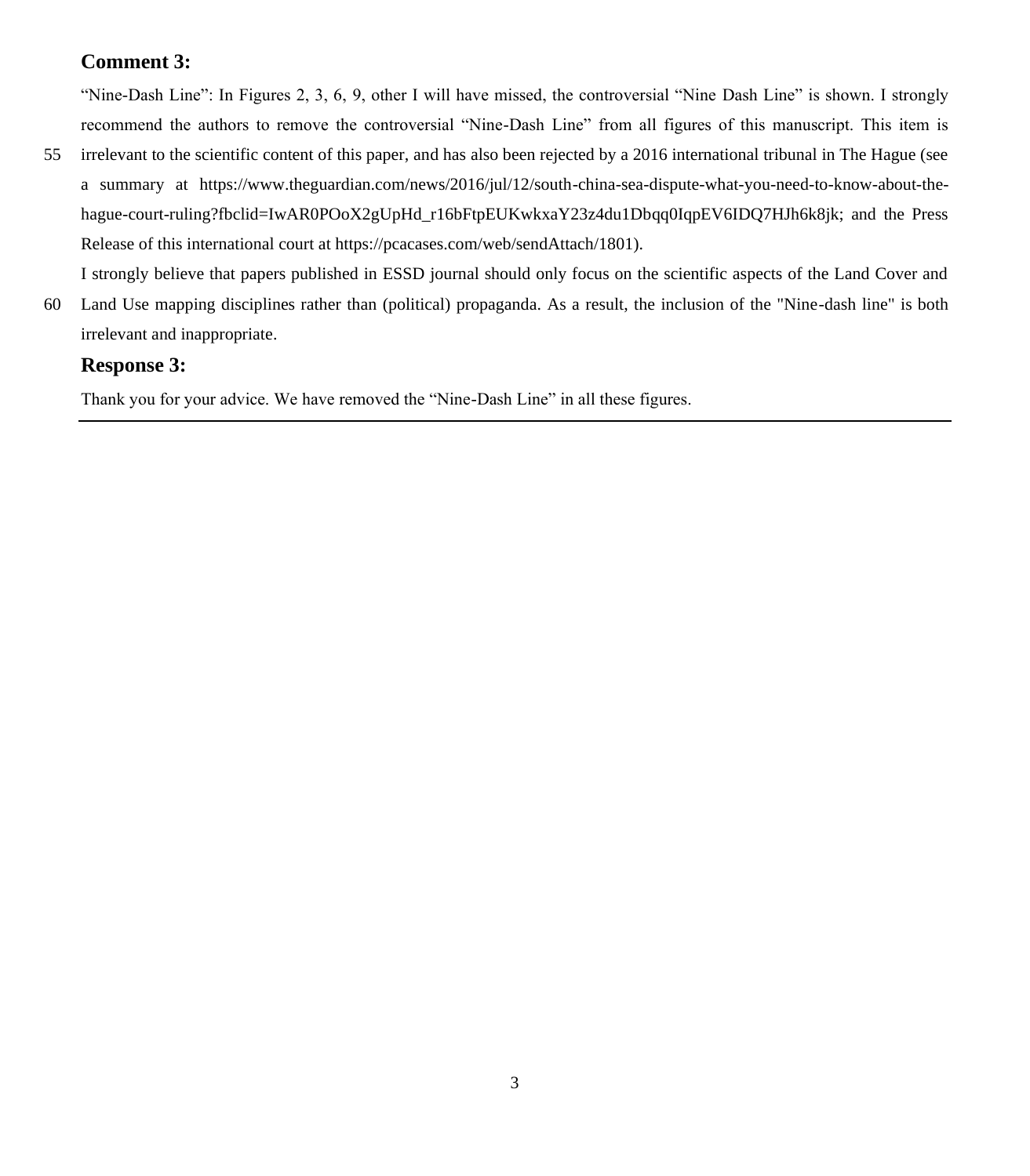### Comment 3:

“Nine-Dash Line”: In Figures 2, 3, 6, 9, other I will have missed, the controversial “Nine Dash Line” is shown. I strongly recommend the authors to remove the controversial “Nine-Dash Line” from all figures of this manuscript. This item is irrelevant to the scientific content of this paper, and has also been rejected by a 2016 international tribunal in The Hague (see a summary at https://www.theguardian.com/news/2016/jul/12/south-china-sea-dispute-what-you-need-to-know-about-the-hague-court-ruling?fbclid=IwAR0POoX2gUpHd_r16bFtpEUKwkxaY23z4du1Dbqq0IqpEV6IDQ7HJh6k8jk; and the Press Release of this international court at https://pcacases.com/web/sendAttach/1801).

I strongly believe that papers published in ESSD journal should only focus on the scientific aspects of the Land Cover and Land Use mapping disciplines rather than (political) propaganda. As a result, the inclusion of the "Nine-dash line" is both irrelevant and inappropriate.

### Response 3:

Thank you for your advice. We have removed the “Nine-Dash Line” in all these figures.